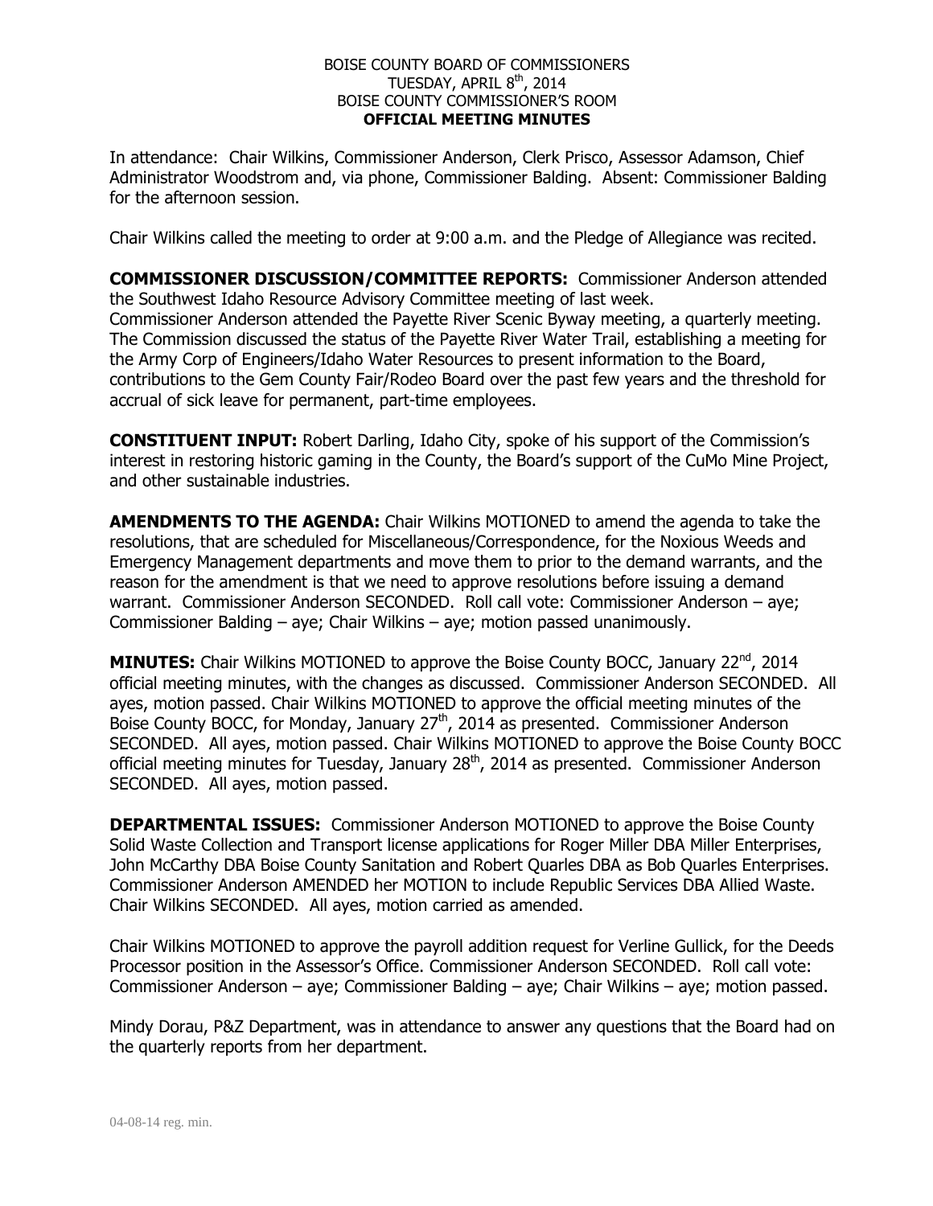BOISE COUNTY BOARD OF COMMISSIONERS
TUESDAY, APRIL 8th, 2014
BOISE COUNTY COMMISSIONER'S ROOM
**OFFICIAL MEETING MINUTES**

In attendance: Chair Wilkins, Commissioner Anderson, Clerk Prisco, Assessor Adamson, Chief Administrator Woodstrom and, via phone, Commissioner Balding. Absent: Commissioner Balding for the afternoon session.

Chair Wilkins called the meeting to order at 9:00 a.m. and the Pledge of Allegiance was recited.

**COMMISSIONER DISCUSSION/COMMITTEE REPORTS:** Commissioner Anderson attended the Southwest Idaho Resource Advisory Committee meeting of last week. Commissioner Anderson attended the Payette River Scenic Byway meeting, a quarterly meeting. The Commission discussed the status of the Payette River Water Trail, establishing a meeting for the Army Corp of Engineers/Idaho Water Resources to present information to the Board, contributions to the Gem County Fair/Rodeo Board over the past few years and the threshold for accrual of sick leave for permanent, part-time employees.

**CONSTITUENT INPUT:** Robert Darling, Idaho City, spoke of his support of the Commission's interest in restoring historic gaming in the County, the Board's support of the CuMo Mine Project, and other sustainable industries.

**AMENDMENTS TO THE AGENDA:** Chair Wilkins MOTIONED to amend the agenda to take the resolutions, that are scheduled for Miscellaneous/Correspondence, for the Noxious Weeds and Emergency Management departments and move them to prior to the demand warrants, and the reason for the amendment is that we need to approve resolutions before issuing a demand warrant. Commissioner Anderson SECONDED. Roll call vote: Commissioner Anderson – aye; Commissioner Balding – aye; Chair Wilkins – aye; motion passed unanimously.

**MINUTES:** Chair Wilkins MOTIONED to approve the Boise County BOCC, January 22nd, 2014 official meeting minutes, with the changes as discussed. Commissioner Anderson SECONDED. All ayes, motion passed. Chair Wilkins MOTIONED to approve the official meeting minutes of the Boise County BOCC, for Monday, January 27th, 2014 as presented. Commissioner Anderson SECONDED. All ayes, motion passed. Chair Wilkins MOTIONED to approve the Boise County BOCC official meeting minutes for Tuesday, January 28th, 2014 as presented. Commissioner Anderson SECONDED. All ayes, motion passed.

**DEPARTMENTAL ISSUES:** Commissioner Anderson MOTIONED to approve the Boise County Solid Waste Collection and Transport license applications for Roger Miller DBA Miller Enterprises, John McCarthy DBA Boise County Sanitation and Robert Quarles DBA as Bob Quarles Enterprises. Commissioner Anderson AMENDED her MOTION to include Republic Services DBA Allied Waste. Chair Wilkins SECONDED. All ayes, motion carried as amended.

Chair Wilkins MOTIONED to approve the payroll addition request for Verline Gullick, for the Deeds Processor position in the Assessor's Office. Commissioner Anderson SECONDED. Roll call vote: Commissioner Anderson – aye; Commissioner Balding – aye; Chair Wilkins – aye; motion passed.

Mindy Dorau, P&Z Department, was in attendance to answer any questions that the Board had on the quarterly reports from her department.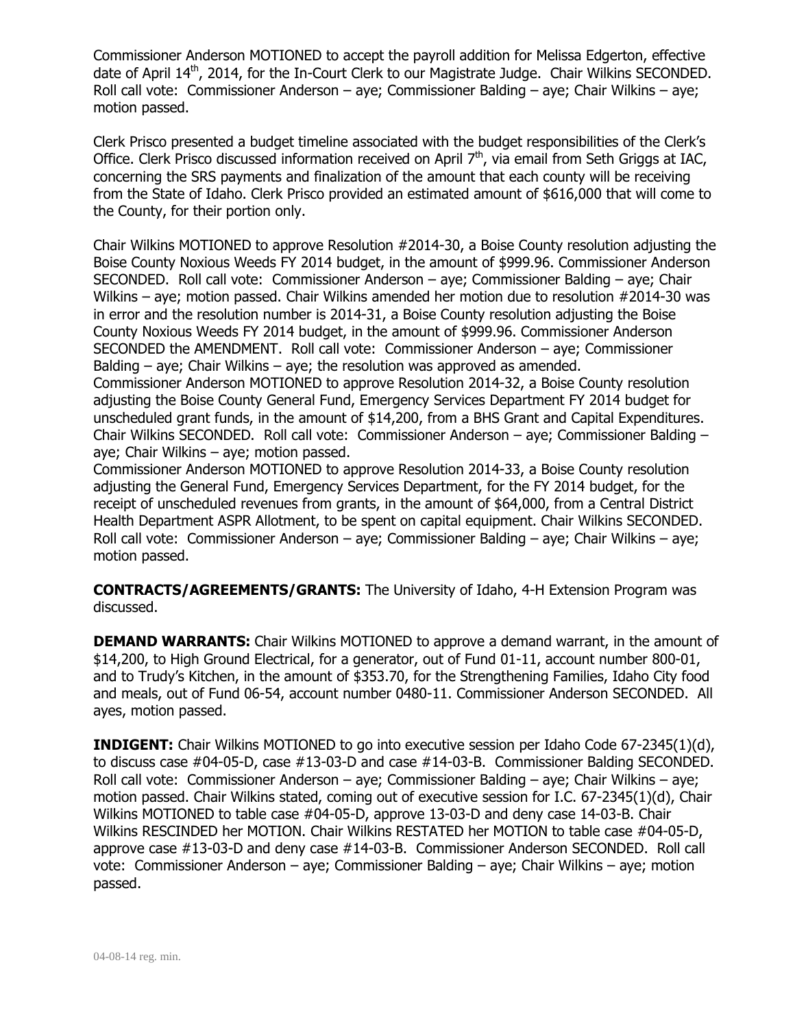Commissioner Anderson MOTIONED to accept the payroll addition for Melissa Edgerton, effective date of April 14th, 2014, for the In-Court Clerk to our Magistrate Judge. Chair Wilkins SECONDED. Roll call vote: Commissioner Anderson – aye; Commissioner Balding – aye; Chair Wilkins – aye; motion passed.

Clerk Prisco presented a budget timeline associated with the budget responsibilities of the Clerk's Office. Clerk Prisco discussed information received on April 7th, via email from Seth Griggs at IAC, concerning the SRS payments and finalization of the amount that each county will be receiving from the State of Idaho. Clerk Prisco provided an estimated amount of $616,000 that will come to the County, for their portion only.

Chair Wilkins MOTIONED to approve Resolution #2014-30, a Boise County resolution adjusting the Boise County Noxious Weeds FY 2014 budget, in the amount of $999.96. Commissioner Anderson SECONDED. Roll call vote: Commissioner Anderson – aye; Commissioner Balding – aye; Chair Wilkins – aye; motion passed. Chair Wilkins amended her motion due to resolution #2014-30 was in error and the resolution number is 2014-31, a Boise County resolution adjusting the Boise County Noxious Weeds FY 2014 budget, in the amount of $999.96. Commissioner Anderson SECONDED the AMENDMENT. Roll call vote: Commissioner Anderson – aye; Commissioner Balding – aye; Chair Wilkins – aye; the resolution was approved as amended.
Commissioner Anderson MOTIONED to approve Resolution 2014-32, a Boise County resolution adjusting the Boise County General Fund, Emergency Services Department FY 2014 budget for unscheduled grant funds, in the amount of $14,200, from a BHS Grant and Capital Expenditures. Chair Wilkins SECONDED. Roll call vote: Commissioner Anderson – aye; Commissioner Balding – aye; Chair Wilkins – aye; motion passed.
Commissioner Anderson MOTIONED to approve Resolution 2014-33, a Boise County resolution adjusting the General Fund, Emergency Services Department, for the FY 2014 budget, for the receipt of unscheduled revenues from grants, in the amount of $64,000, from a Central District Health Department ASPR Allotment, to be spent on capital equipment. Chair Wilkins SECONDED. Roll call vote: Commissioner Anderson – aye; Commissioner Balding – aye; Chair Wilkins – aye; motion passed.

**CONTRACTS/AGREEMENTS/GRANTS:** The University of Idaho, 4-H Extension Program was discussed.

**DEMAND WARRANTS:** Chair Wilkins MOTIONED to approve a demand warrant, in the amount of $14,200, to High Ground Electrical, for a generator, out of Fund 01-11, account number 800-01, and to Trudy's Kitchen, in the amount of $353.70, for the Strengthening Families, Idaho City food and meals, out of Fund 06-54, account number 0480-11. Commissioner Anderson SECONDED. All ayes, motion passed.

**INDIGENT:** Chair Wilkins MOTIONED to go into executive session per Idaho Code 67-2345(1)(d), to discuss case #04-05-D, case #13-03-D and case #14-03-B. Commissioner Balding SECONDED. Roll call vote: Commissioner Anderson – aye; Commissioner Balding – aye; Chair Wilkins – aye; motion passed. Chair Wilkins stated, coming out of executive session for I.C. 67-2345(1)(d), Chair Wilkins MOTIONED to table case #04-05-D, approve 13-03-D and deny case 14-03-B. Chair Wilkins RESCINDED her MOTION. Chair Wilkins RESTATED her MOTION to table case #04-05-D, approve case #13-03-D and deny case #14-03-B. Commissioner Anderson SECONDED. Roll call vote: Commissioner Anderson – aye; Commissioner Balding – aye; Chair Wilkins – aye; motion passed.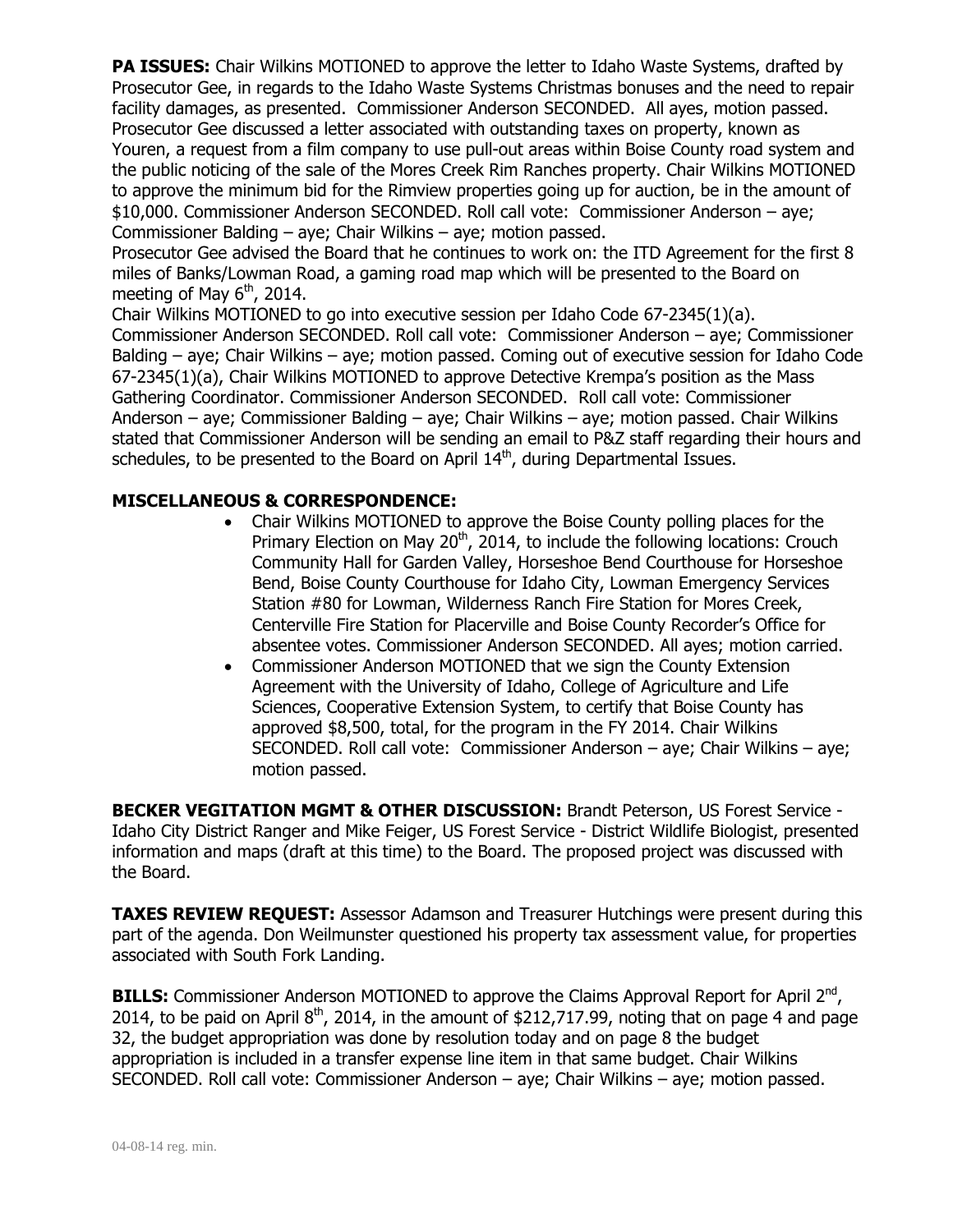**PA ISSUES:** Chair Wilkins MOTIONED to approve the letter to Idaho Waste Systems, drafted by Prosecutor Gee, in regards to the Idaho Waste Systems Christmas bonuses and the need to repair facility damages, as presented. Commissioner Anderson SECONDED. All ayes, motion passed. Prosecutor Gee discussed a letter associated with outstanding taxes on property, known as Youren, a request from a film company to use pull-out areas within Boise County road system and the public noticing of the sale of the Mores Creek Rim Ranches property. Chair Wilkins MOTIONED to approve the minimum bid for the Rimview properties going up for auction, be in the amount of \$10,000. Commissioner Anderson SECONDED. Roll call vote: Commissioner Anderson – aye; Commissioner Balding – aye; Chair Wilkins – aye; motion passed.

Prosecutor Gee advised the Board that he continues to work on: the ITD Agreement for the first 8 miles of Banks/Lowman Road, a gaming road map which will be presented to the Board on meeting of May 6th, 2014.

Chair Wilkins MOTIONED to go into executive session per Idaho Code 67-2345(1)(a). Commissioner Anderson SECONDED. Roll call vote: Commissioner Anderson – aye; Commissioner Balding – aye; Chair Wilkins – aye; motion passed. Coming out of executive session for Idaho Code 67-2345(1)(a), Chair Wilkins MOTIONED to approve Detective Krempa's position as the Mass Gathering Coordinator. Commissioner Anderson SECONDED. Roll call vote: Commissioner Anderson – aye; Commissioner Balding – aye; Chair Wilkins – aye; motion passed. Chair Wilkins stated that Commissioner Anderson will be sending an email to P&Z staff regarding their hours and schedules, to be presented to the Board on April 14th, during Departmental Issues.

**MISCELLANEOUS & CORRESPONDENCE:**

- Chair Wilkins MOTIONED to approve the Boise County polling places for the Primary Election on May 20th, 2014, to include the following locations: Crouch Community Hall for Garden Valley, Horseshoe Bend Courthouse for Horseshoe Bend, Boise County Courthouse for Idaho City, Lowman Emergency Services Station #80 for Lowman, Wilderness Ranch Fire Station for Mores Creek, Centerville Fire Station for Placerville and Boise County Recorder's Office for absentee votes. Commissioner Anderson SECONDED. All ayes; motion carried.
- Commissioner Anderson MOTIONED that we sign the County Extension Agreement with the University of Idaho, College of Agriculture and Life Sciences, Cooperative Extension System, to certify that Boise County has approved \$8,500, total, for the program in the FY 2014. Chair Wilkins SECONDED. Roll call vote: Commissioner Anderson – aye; Chair Wilkins – aye; motion passed.

**BECKER VEGITATION MGMT & OTHER DISCUSSION:** Brandt Peterson, US Forest Service - Idaho City District Ranger and Mike Feiger, US Forest Service - District Wildlife Biologist, presented information and maps (draft at this time) to the Board. The proposed project was discussed with the Board.

**TAXES REVIEW REQUEST:** Assessor Adamson and Treasurer Hutchings were present during this part of the agenda. Don Weilmunster questioned his property tax assessment value, for properties associated with South Fork Landing.

**BILLS:** Commissioner Anderson MOTIONED to approve the Claims Approval Report for April 2nd, 2014, to be paid on April 8th, 2014, in the amount of \$212,717.99, noting that on page 4 and page 32, the budget appropriation was done by resolution today and on page 8 the budget appropriation is included in a transfer expense line item in that same budget. Chair Wilkins SECONDED. Roll call vote: Commissioner Anderson – aye; Chair Wilkins – aye; motion passed.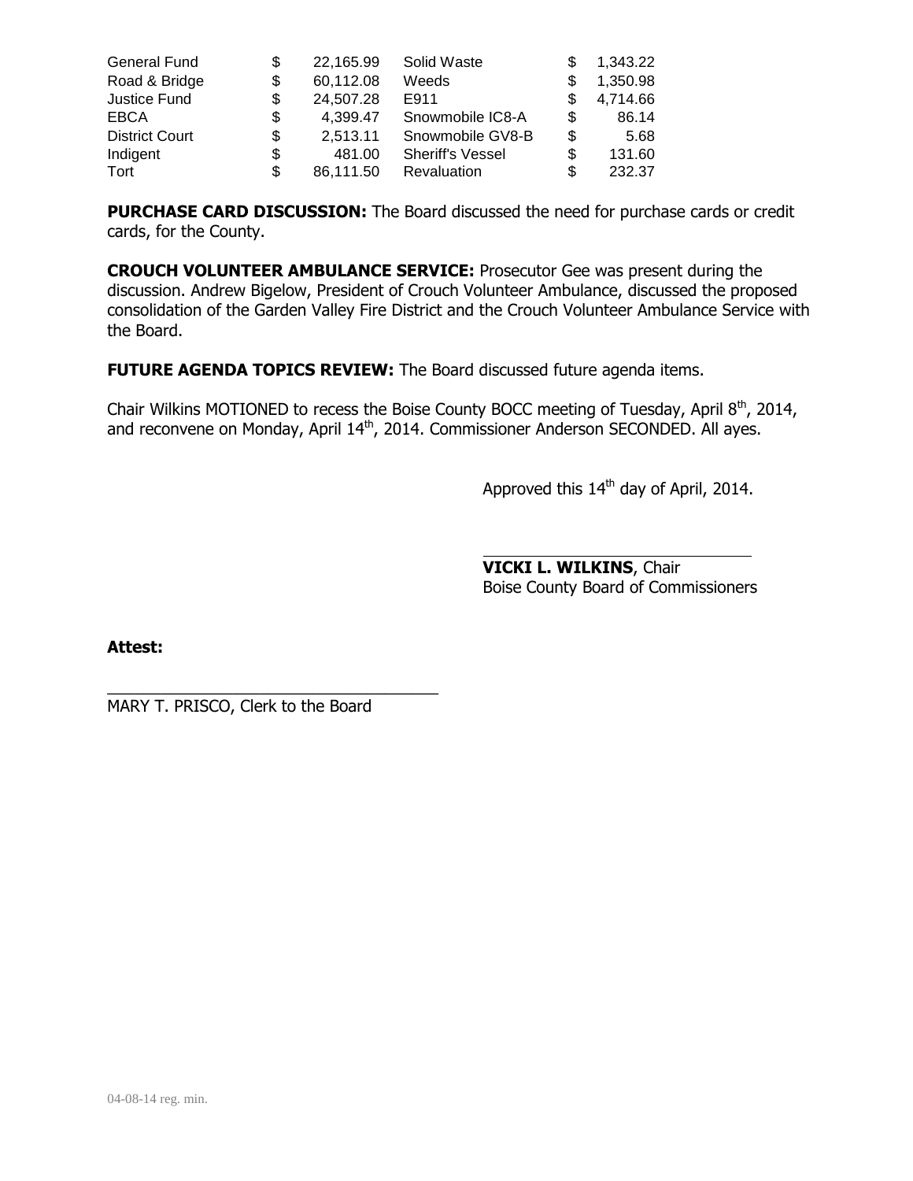| | | | | | |
|---|---|---|---|---|---|
| General Fund | $ | 22,165.99 | Solid Waste | $ | 1,343.22 |
| Road & Bridge | $ | 60,112.08 | Weeds | $ | 1,350.98 |
| Justice Fund | $ | 24,507.28 | E911 | $ | 4,714.66 |
| EBCA | $ | 4,399.47 | Snowmobile IC8-A | $ | 86.14 |
| District Court | $ | 2,513.11 | Snowmobile GV8-B | $ | 5.68 |
| Indigent | $ | 481.00 | Sheriff's Vessel | $ | 131.60 |
| Tort | $ | 86,111.50 | Revaluation | $ | 232.37 |

**PURCHASE CARD DISCUSSION:** The Board discussed the need for purchase cards or credit cards, for the County.

**CROUCH VOLUNTEER AMBULANCE SERVICE:** Prosecutor Gee was present during the discussion. Andrew Bigelow, President of Crouch Volunteer Ambulance, discussed the proposed consolidation of the Garden Valley Fire District and the Crouch Volunteer Ambulance Service with the Board.

**FUTURE AGENDA TOPICS REVIEW:** The Board discussed future agenda items.

Chair Wilkins MOTIONED to recess the Boise County BOCC meeting of Tuesday, April 8th, 2014, and reconvene on Monday, April 14th, 2014. Commissioner Anderson SECONDED. All ayes.

Approved this 14th day of April, 2014.

\_\_\_\_\_\_\_\_\_\_\_\_\_\_\_\_\_\_\_\_\_\_\_\_\_\_\_\_\_\_

**VICKI L. WILKINS**, Chair
Boise County Board of Commissioners

**Attest:**

\_\_\_\_\_\_\_\_\_\_\_\_\_\_\_\_\_\_\_\_\_\_\_\_\_\_\_\_\_\_\_\_\_\_\_\_

MARY T. PRISCO, Clerk to the Board

04-08-14 reg. min.